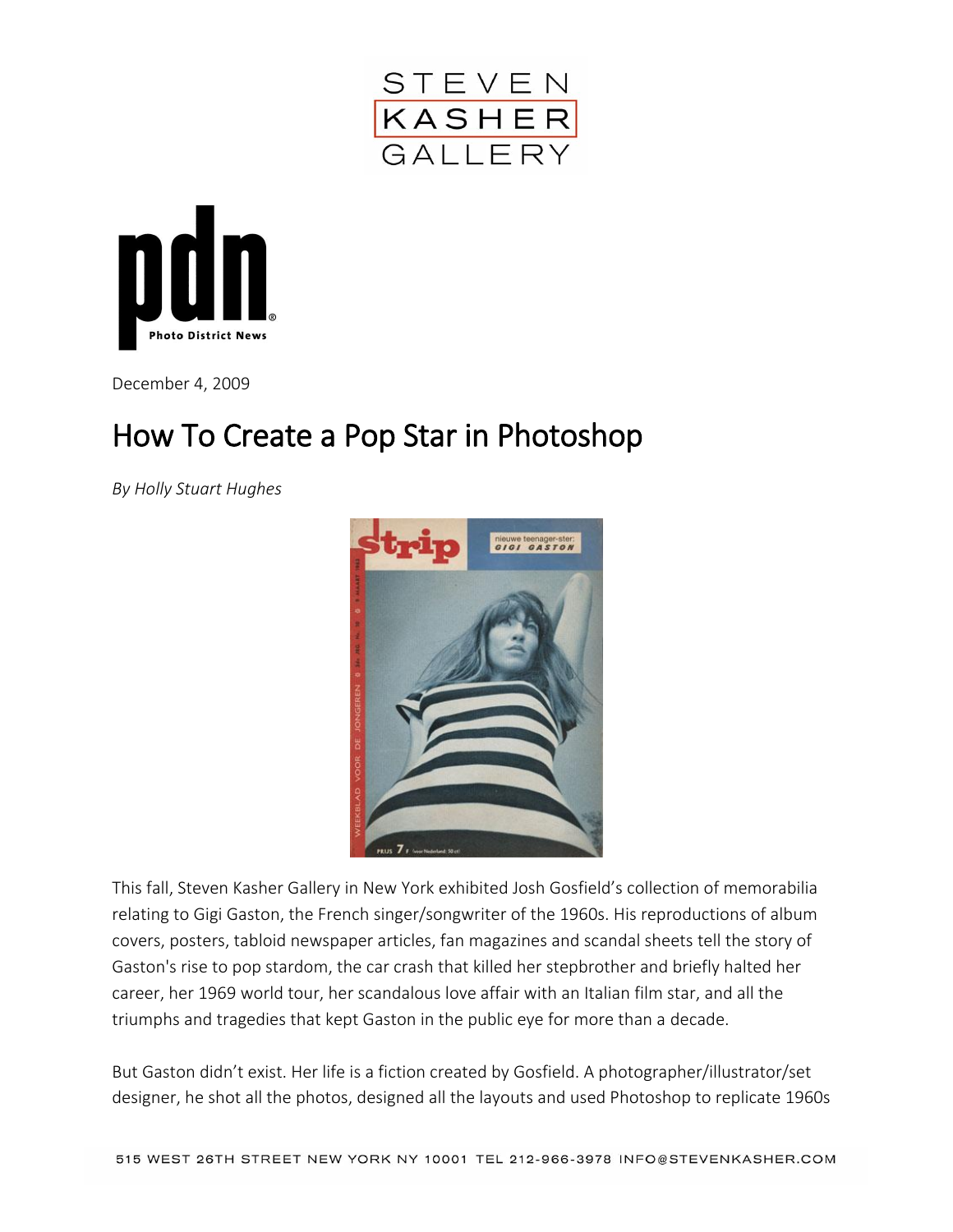STEVEN KASHER GALLERY

pdn Photo District News

December 4, 2009

# How To Create a Pop Star in Photoshop

*By Holly Stuart Hughes*

This fall, Steven Kasher Gallery in New York exhibited Josh Gosfield's collection of memorabilia relating to Gigi Gaston, the French singer/songwriter of the 1960s. His reproductions of album covers, posters, tabloid newspaper articles, fan magazines and scandal sheets tell the story of Gaston's rise to pop stardom, the car crash that killed her stepbrother and briefly halted her career, her 1969 world tour, her scandalous love affair with an Italian film star, and all the triumphs and tragedies that kept Gaston in the public eye for more than a decade.

But Gaston didn't exist. Her life is a fiction created by Gosfield. A photographer/illustrator/set designer, he shot all the photos, designed all the layouts and used Photoshop to replicate 1960s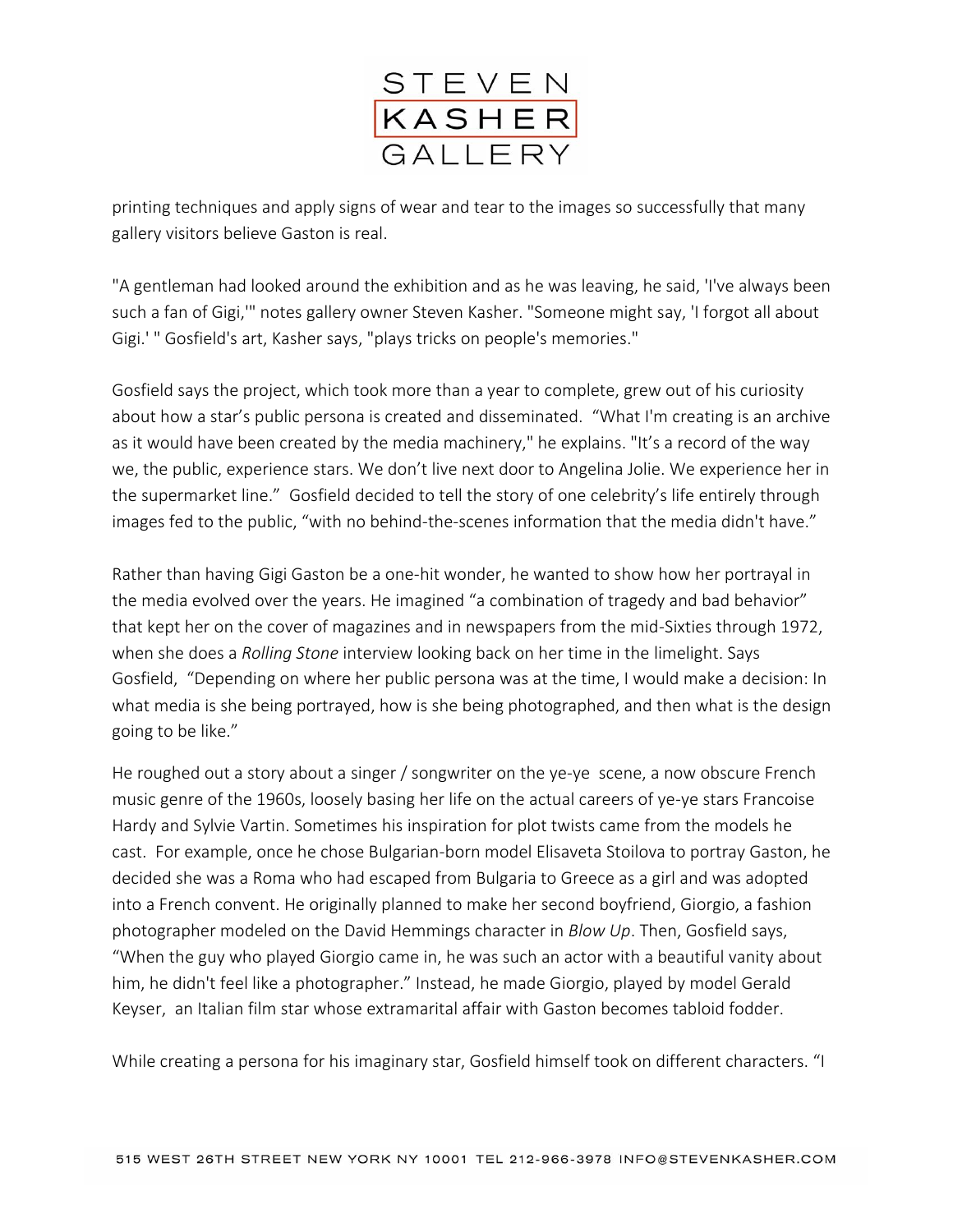printing techniques and apply signs of wear and tear to the images so successfully that many gallery visitors believe Gaston is real.

"A gentleman had looked around the exhibition and as he was leaving, he said, 'I've always been such a fan of Gigi,'" notes gallery owner Steven Kasher. "Someone might say, 'I forgot all about Gigi.' " Gosfield's art, Kasher says, "plays tricks on people's memories."

Gosfield says the project, which took more than a year to complete, grew out of his curiosity about how a star's public persona is created and disseminated. "What I'm creating is an archive as it would have been created by the media machinery," he explains. "It's a record of the way we, the public, experience stars. We don't live next door to Angelina Jolie. We experience her in the supermarket line." Gosfield decided to tell the story of one celebrity's life entirely through images fed to the public, "with no behind-the-scenes information that the media didn't have."

Rather than having Gigi Gaston be a one-hit wonder, he wanted to show how her portrayal in the media evolved over the years. He imagined "a combination of tragedy and bad behavior" that kept her on the cover of magazines and in newspapers from the mid-Sixties through 1972, when she does a *Rolling Stone* interview looking back on her time in the limelight. Says Gosfield, "Depending on where her public persona was at the time, I would make a decision: In what media is she being portrayed, how is she being photographed, and then what is the design going to be like."

He roughed out a story about a singer / songwriter on the ye-ye scene, a now obscure French music genre of the 1960s, loosely basing her life on the actual careers of ye-ye stars Francoise Hardy and Sylvie Vartin. Sometimes his inspiration for plot twists came from the models he cast. For example, once he chose Bulgarian-born model Elisaveta Stoilova to portray Gaston, he decided she was a Roma who had escaped from Bulgaria to Greece as a girl and was adopted into a French convent. He originally planned to make her second boyfriend, Giorgio, a fashion photographer modeled on the David Hemmings character in *Blow Up*. Then, Gosfield says, "When the guy who played Giorgio came in, he was such an actor with a beautiful vanity about him, he didn't feel like a photographer." Instead, he made Giorgio, played by model Gerald Keyser, an Italian film star whose extramarital affair with Gaston becomes tabloid fodder.

While creating a persona for his imaginary star, Gosfield himself took on different characters. "I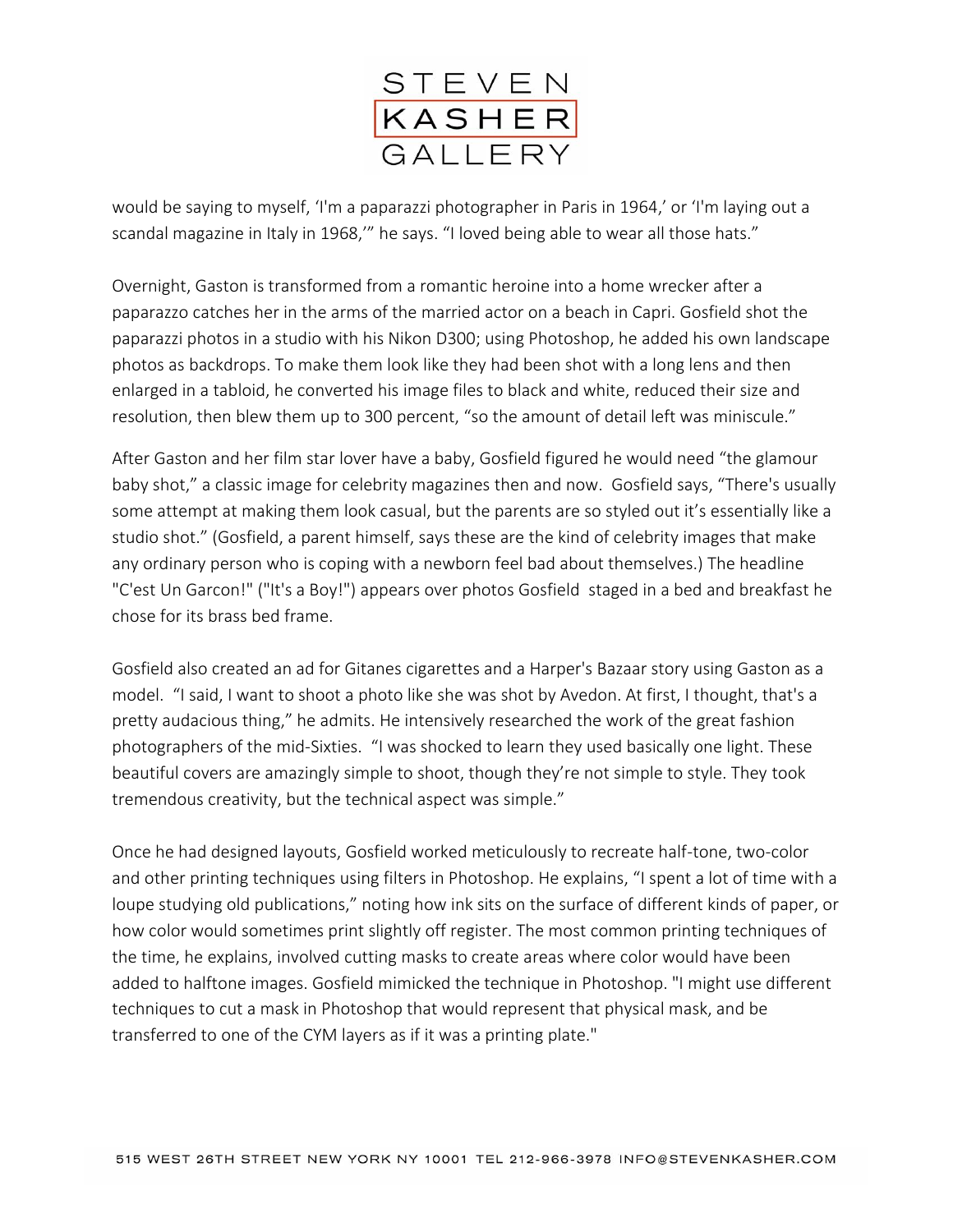would be saying to myself, 'I'm a paparazzi photographer in Paris in 1964,' or 'I'm laying out a scandal magazine in Italy in 1968,'" he says. "I loved being able to wear all those hats."

Overnight, Gaston is transformed from a romantic heroine into a home wrecker after a paparazzo catches her in the arms of the married actor on a beach in Capri. Gosfield shot the paparazzi photos in a studio with his Nikon D300; using Photoshop, he added his own landscape photos as backdrops. To make them look like they had been shot with a long lens and then enlarged in a tabloid, he converted his image files to black and white, reduced their size and resolution, then blew them up to 300 percent, "so the amount of detail left was miniscule."

After Gaston and her film star lover have a baby, Gosfield figured he would need "the glamour baby shot," a classic image for celebrity magazines then and now. Gosfield says, "There's usually some attempt at making them look casual, but the parents are so styled out it's essentially like a studio shot." (Gosfield, a parent himself, says these are the kind of celebrity images that make any ordinary person who is coping with a newborn feel bad about themselves.) The headline "C'est Un Garcon!" ("It's a Boy!") appears over photos Gosfield staged in a bed and breakfast he chose for its brass bed frame.

Gosfield also created an ad for Gitanes cigarettes and a Harper's Bazaar story using Gaston as a model. "I said, I want to shoot a photo like she was shot by Avedon. At first, I thought, that's a pretty audacious thing," he admits. He intensively researched the work of the great fashion photographers of the mid-Sixties. "I was shocked to learn they used basically one light. These beautiful covers are amazingly simple to shoot, though they're not simple to style. They took tremendous creativity, but the technical aspect was simple."

Once he had designed layouts, Gosfield worked meticulously to recreate half-tone, two-color and other printing techniques using filters in Photoshop. He explains, "I spent a lot of time with a loupe studying old publications," noting how ink sits on the surface of different kinds of paper, or how color would sometimes print slightly off register. The most common printing techniques of the time, he explains, involved cutting masks to create areas where color would have been added to halftone images. Gosfield mimicked the technique in Photoshop. "I might use different techniques to cut a mask in Photoshop that would represent that physical mask, and be transferred to one of the CYM layers as if it was a printing plate."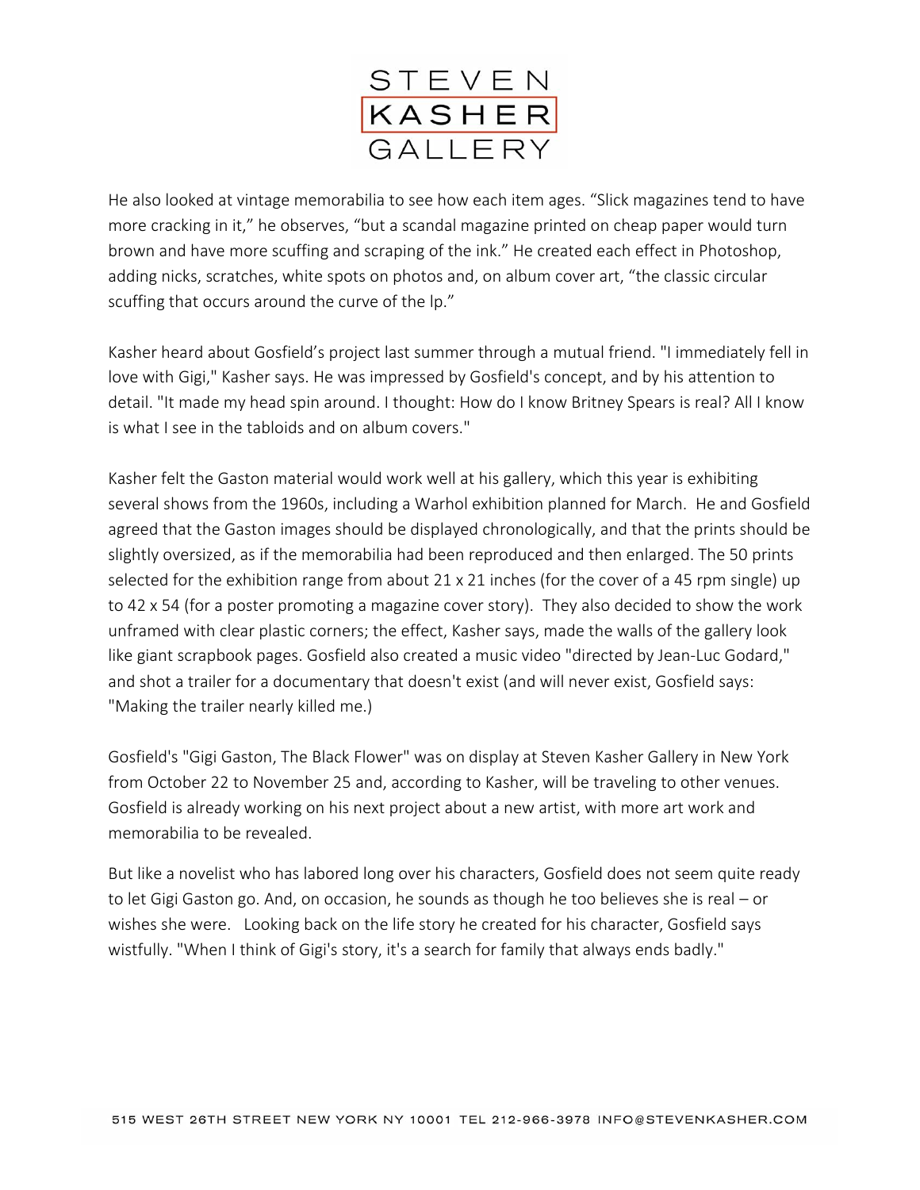He also looked at vintage memorabilia to see how each item ages. "Slick magazines tend to have more cracking in it," he observes, "but a scandal magazine printed on cheap paper would turn brown and have more scuffing and scraping of the ink." He created each effect in Photoshop, adding nicks, scratches, white spots on photos and, on album cover art, "the classic circular scuffing that occurs around the curve of the lp."

Kasher heard about Gosfield's project last summer through a mutual friend. "I immediately fell in love with Gigi," Kasher says. He was impressed by Gosfield's concept, and by his attention to detail. "It made my head spin around. I thought: How do I know Britney Spears is real? All I know is what I see in the tabloids and on album covers."

Kasher felt the Gaston material would work well at his gallery, which this year is exhibiting several shows from the 1960s, including a Warhol exhibition planned for March. He and Gosfield agreed that the Gaston images should be displayed chronologically, and that the prints should be slightly oversized, as if the memorabilia had been reproduced and then enlarged. The 50 prints selected for the exhibition range from about 21 x 21 inches (for the cover of a 45 rpm single) up to 42 x 54 (for a poster promoting a magazine cover story). They also decided to show the work unframed with clear plastic corners; the effect, Kasher says, made the walls of the gallery look like giant scrapbook pages. Gosfield also created a music video "directed by Jean-Luc Godard," and shot a trailer for a documentary that doesn't exist (and will never exist, Gosfield says: "Making the trailer nearly killed me.)

Gosfield's "Gigi Gaston, The Black Flower" was on display at Steven Kasher Gallery in New York from October 22 to November 25 and, according to Kasher, will be traveling to other venues. Gosfield is already working on his next project about a new artist, with more art work and memorabilia to be revealed.

But like a novelist who has labored long over his characters, Gosfield does not seem quite ready to let Gigi Gaston go. And, on occasion, he sounds as though he too believes she is real – or wishes she were. Looking back on the life story he created for his character, Gosfield says wistfully. "When I think of Gigi's story, it's a search for family that always ends badly."